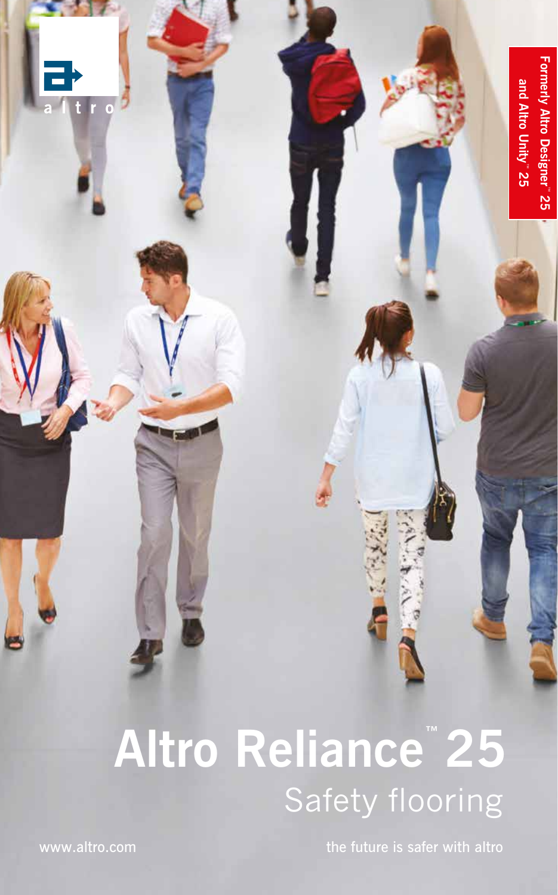altro

Formerly Altro Designer™ 25 and Altro Unity™ 25

# Altro Reliance™ 25

## Safety flooring

www.altro.com

the future is safer with altro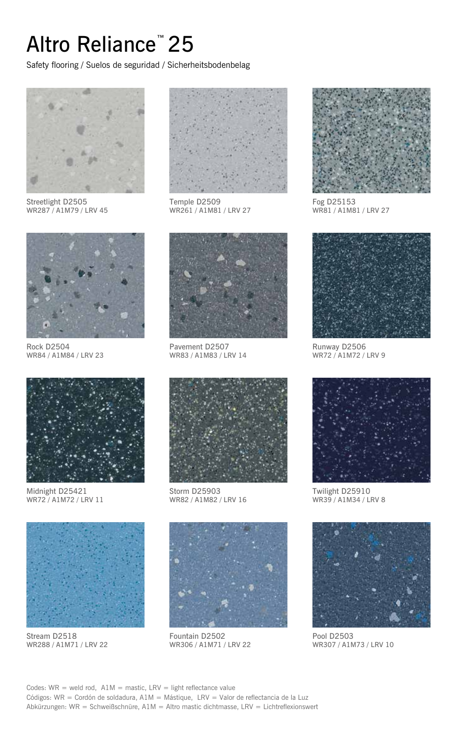# Altro Reliance™ 25

Safety flooring / Suelos de seguridad / Sicherheitsbodenbelag

Streetlight D2505
WR287 / A1M79 / LRV 45

Temple D2509
WR261 / A1M81 / LRV 27

Fog D25153
WR81 / A1M81 / LRV 27

Rock D2504
WR84 / A1M84 / LRV 23

Pavement D2507
WR83 / A1M83 / LRV 14

Runway D2506
WR72 / A1M72 / LRV 9

Midnight D25421
WR72 / A1M72 / LRV 11

Storm D25903
WR82 / A1M82 / LRV 16

Twilight D25910
WR39 / A1M34 / LRV 8

Stream D2518
WR288 / A1M71 / LRV 22

Fountain D2502
WR306 / A1M71 / LRV 22

Pool D2503
WR307 / A1M73 / LRV 10

Codes: WR = weld rod, A1M = mastic, LRV = light reflectance value
Códigos: WR = Cordón de soldadura, A1M = Mástique, LRV = Valor de reflectancia de la Luz
Abkürzungen: WR = Schweißschnüre, A1M = Altro mastic dichtmasse, LRV = Lichtreflexionswert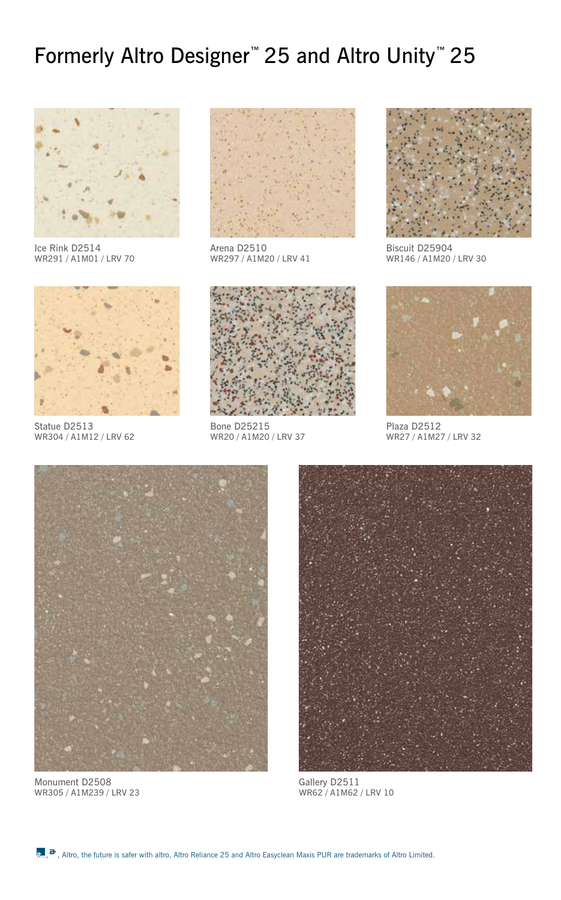# Formerly Altro Designer™ 25 and Altro Unity™ 25

Ice Rink D2514
WR291 / A1M01 / LRV 70

Arena D2510
WR297 / A1M20 / LRV 41

Biscuit D25904
WR146 / A1M20 / LRV 30

Statue D2513
WR304 / A1M12 / LRV 62

Bone D25215
WR20 / A1M20 / LRV 37

Plaza D2512
WR27 / A1M27 / LRV 32

Monument D2508
WR305 / A1M239 / LRV 23

Gallery D2511
WR62 / A1M62 / LRV 10

, Altro, the future is safer with altro, Altro Reliance 25 and Altro Easyclean Maxis PUR are trademarks of Altro Limited.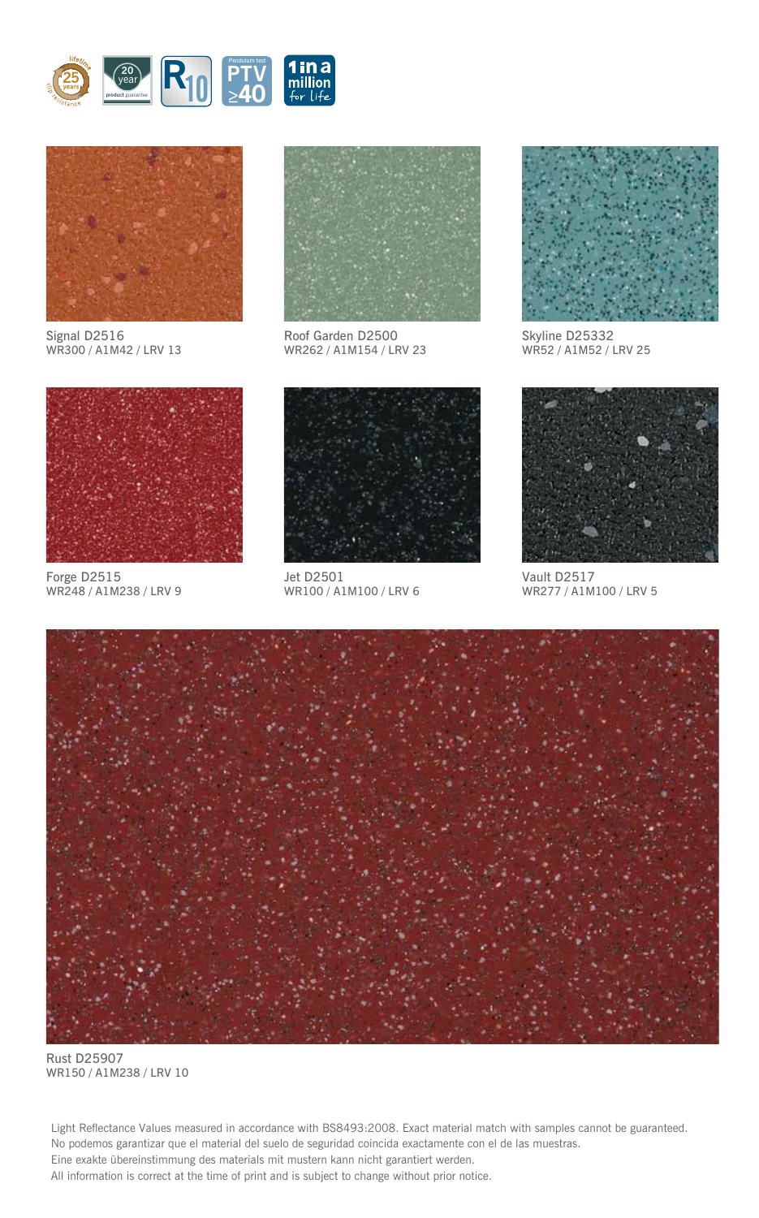Signal D2516
WR300 / A1M42 / LRV 13

Roof Garden D2500
WR262 / A1M154 / LRV 23

Skyline D25332
WR52 / A1M52 / LRV 25

Forge D2515
WR248 / A1M238 / LRV 9

Jet D2501
WR100 / A1M100 / LRV 6

Vault D2517
WR277 / A1M100 / LRV 5

Rust D25907
WR150 / A1M238 / LRV 10

Light Reflectance Values measured in accordance with BS8493:2008. Exact material match with samples cannot be guaranteed.
No podemos garantizar que el material del suelo de seguridad coincida exactamente con el de las muestras.
Eine exakte übereinstimmung des materials mit mustern kann nicht garantiert werden.
All information is correct at the time of print and is subject to change without prior notice.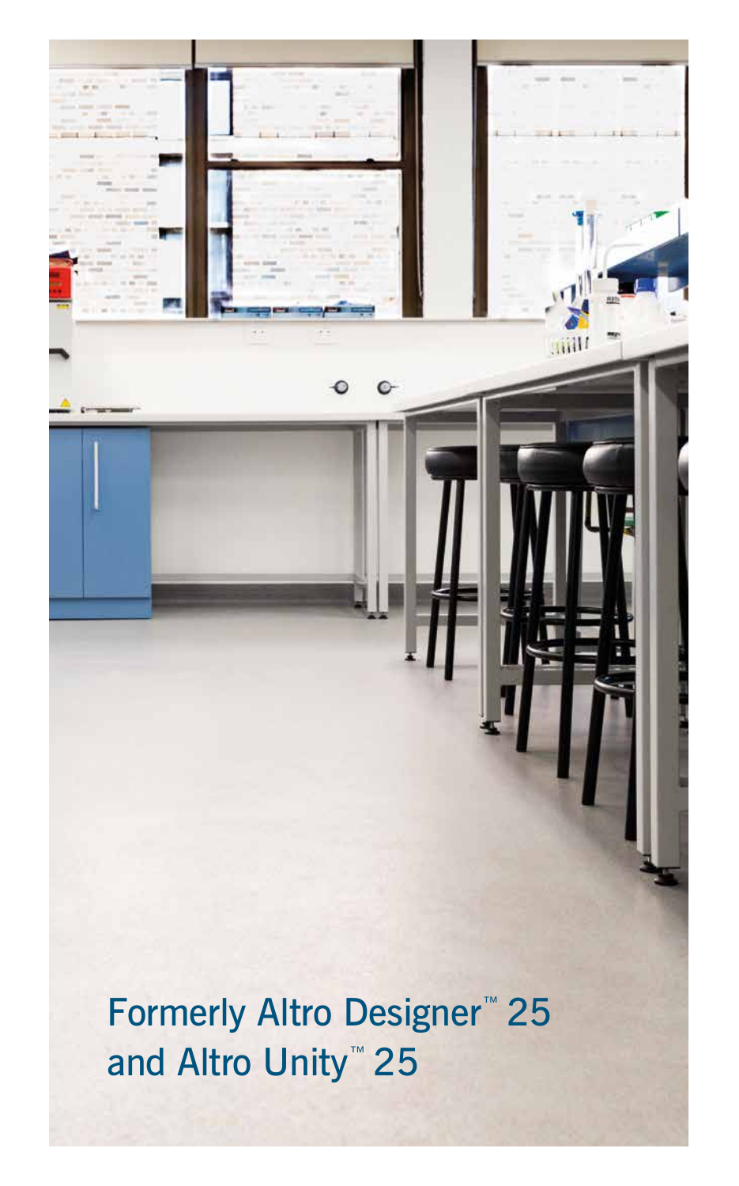Formerly Altro Designer™ 25 and Altro Unity™ 25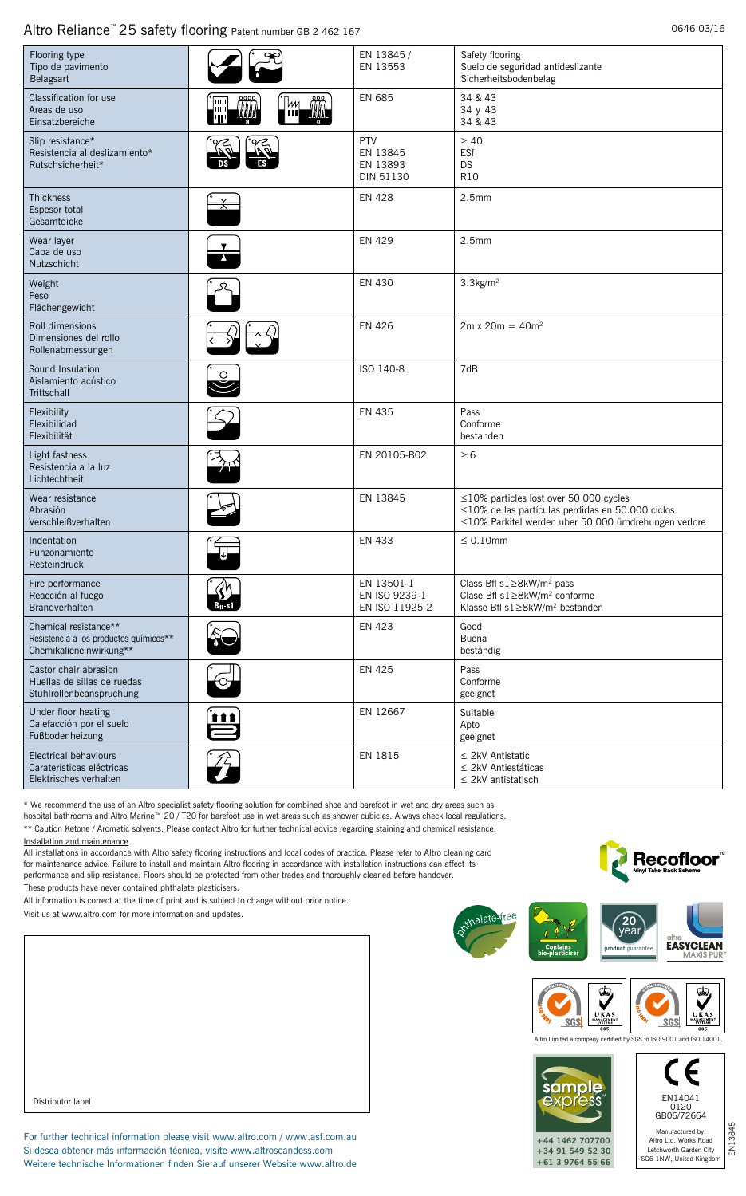# Altro Reliance™ 25 safety flooring Patent number GB 2 462 167

0646 03/16

| | | |
|---|---|---|
| Flooring type<br>Tipo de pavimento<br>Belagsart | EN 13845 /<br>EN 13553 | Safety flooring<br>Suelo de seguridad antideslizante<br>Sicherheitsbodenbelag |
| Classification for use<br>Areas de uso<br>Einsatzbereiche | EN 685 | 34 & 43<br>34 y 43<br>34 & 43 |
| Slip resistance*<br>Resistencia al deslizamiento*<br>Rutschsicherheit* | PTV<br>EN 13845<br>EN 13893<br>DIN 51130 | ≥ 40<br>ESf<br>DS<br>R10 |
| Thickness<br>Espesor total<br>Gesamtdicke | EN 428 | 2.5mm |
| Wear layer<br>Capa de uso<br>Nutzschicht | EN 429 | 2.5mm |
| Weight<br>Peso<br>Flächengewicht | EN 430 | 3.3kg/m² |
| Roll dimensions<br>Dimensiones del rollo<br>Rollenabmessungen | EN 426 | 2m x 20m = 40m² |
| Sound Insulation<br>Aislamiento acústico<br>Trittschall | ISO 140-8 | 7dB |
| Flexibility<br>Flexibilidad<br>Flexibilität | EN 435 | Pass<br>Conforme<br>bestanden |
| Light fastness<br>Resistencia a la luz<br>Lichtechtheit | EN 20105-B02 | ≥ 6 |
| Wear resistance<br>Abrasión<br>Verschleißverhalten | EN 13845 | ≤10% particles lost over 50 000 cycles<br>≤10% de las partículas perdidas en 50.000 ciclos<br>≤10% Parkitel werden uber 50.000 ümdrehungen verlore |
| Indentation<br>Punzonamiento<br>Resteindruck | EN 433 | ≤ 0.10mm |
| Fire performance<br>Reacción al fuego<br>Brandverhalten | EN 13501-1<br>EN ISO 9239-1<br>EN ISO 11925-2 | Class Bfl s1 ≥8kW/m² pass<br>Clase Bfl s1 ≥8kW/m² conforme<br>Klasse Bfl s1 ≥8kW/m² bestanden |
| Chemical resistance**<br>Resistencia a los productos químicos**<br>Chemikalieneinwirkung** | EN 423 | Good<br>Buena<br>beständig |
| Castor chair abrasion<br>Huellas de sillas de ruedas<br>Stuhlrollenbeanspruchung | EN 425 | Pass<br>Conforme<br>geeignet |
| Under floor heating<br>Calefacción por el suelo<br>Fußbodenheizung | EN 12667 | Suitable<br>Apto<br>geeignet |
| Electrical behaviours<br>Caraterísticas eléctricas<br>Elektrisches verhalten | EN 1815 | ≤ 2kV Antistatic<br>≤ 2kV Antiestáticas<br>≤ 2kV antistatisch |

\* We recommend the use of an Altro specialist safety flooring solution for combined shoe and barefoot in wet and dry areas such as hospital bathrooms and Altro Marine™ 20 / T20 for barefoot use in wet areas such as shower cubicles. Always check local regulations.

\*\* Caution Ketone / Aromatic solvents. Please contact Altro for further technical advice regarding staining and chemical resistance.

Installation and maintenance

All installations in accordance with Altro safety flooring instructions and local codes of practice. Please refer to Altro cleaning card for maintenance advice. Failure to install and maintain Altro flooring in accordance with installation instructions can affect its performance and slip resistance. Floors should be protected from other trades and thoroughly cleaned before handover.

These products have never contained phthalate plasticisers.

All information is correct at the time of print and is subject to change without prior notice.

Visit us at www.altro.com for more information and updates.

Recofloor™ Vinyl Take-Back Scheme

phthalate-free

Contains bio-plasticiser

20 year product guarantee

altro EASYCLEAN MAXIS PUR™

Altro Limited a company certified by SGS to ISO 9001 and ISO 14001.

Distributor label

sample express™
+44 1462 707700
+34 91 549 52 30
+61 3 9764 55 66

CE
EN14041
0120
GB06/72664

Manufactured by:
Altro Ltd. Works Road
Letchworth Garden City
SG6 1NW, United Kingdom

EN13845

For further technical information please visit www.altro.com / www.asf.com.au
Si desea obtener más información técnica, visite www.altroscandess.com
Weitere technische Informationen finden Sie auf unserer Website www.altro.de